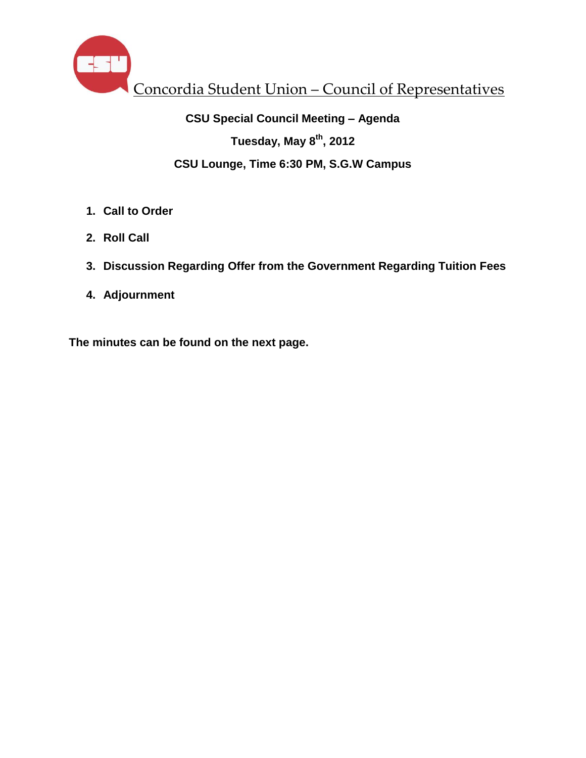# Concordia Student Union – Council of Representatives

**CSU Special Council Meeting – Agenda**

**Tuesday, May 8th, 2012**

**CSU Lounge, Time 6:30 PM, S.G.W Campus**

1. **Call to Order**
2. **Roll Call**
3. **Discussion Regarding Offer from the Government Regarding Tuition Fees**
4. **Adjournment**

**The minutes can be found on the next page.**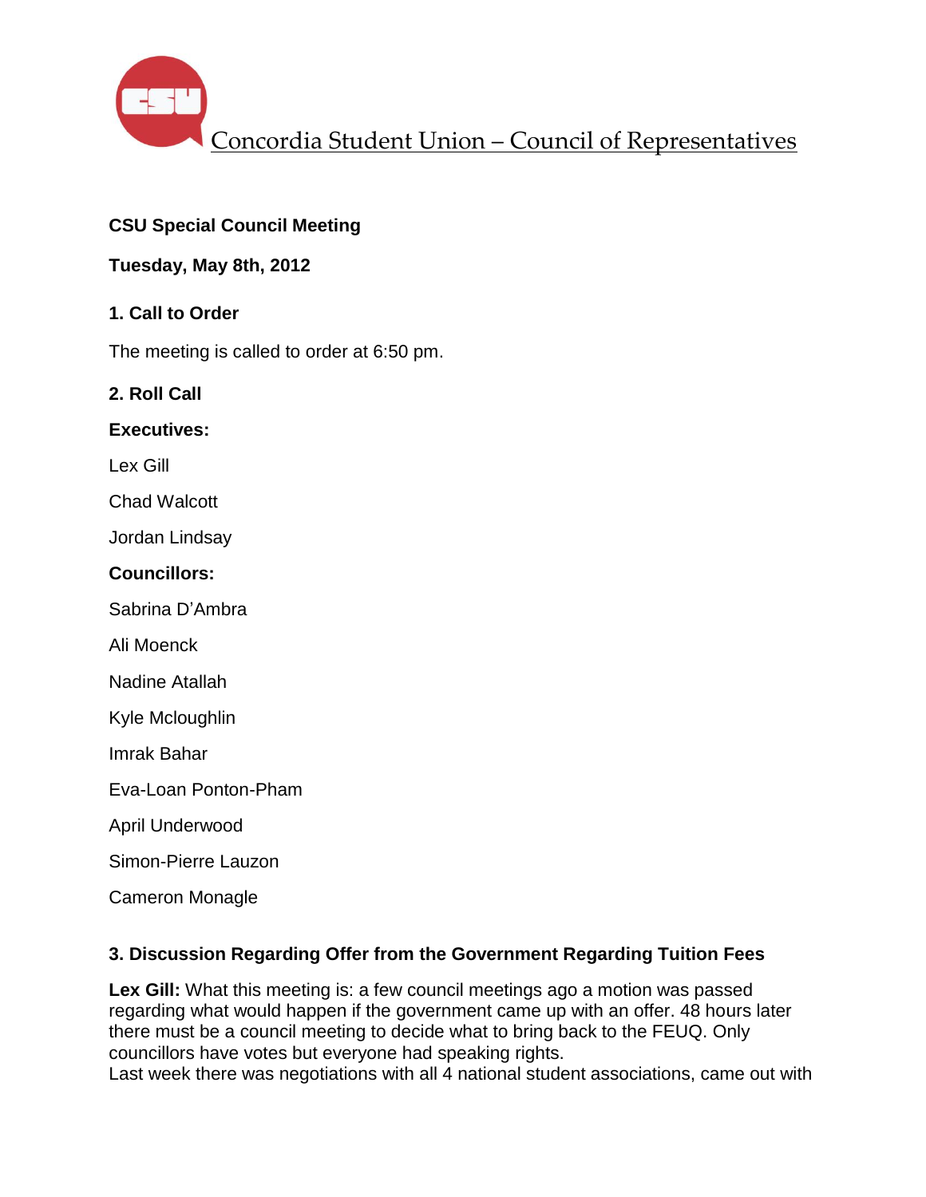Concordia Student Union – Council of Representatives

**CSU Special Council Meeting**

**Tuesday, May 8th, 2012**

**1. Call to Order**

The meeting is called to order at 6:50 pm.

**2. Roll Call**

**Executives:**

Lex Gill

Chad Walcott

Jordan Lindsay

**Councillors:**

Sabrina D'Ambra

Ali Moenck

Nadine Atallah

Kyle Mcloughlin

Imrak Bahar

Eva-Loan Ponton-Pham

April Underwood

Simon-Pierre Lauzon

Cameron Monagle

**3. Discussion Regarding Offer from the Government Regarding Tuition Fees**

**Lex Gill:** What this meeting is: a few council meetings ago a motion was passed regarding what would happen if the government came up with an offer. 48 hours later there must be a council meeting to decide what to bring back to the FEUQ. Only councillors have votes but everyone had speaking rights.

Last week there was negotiations with all 4 national student associations, came out with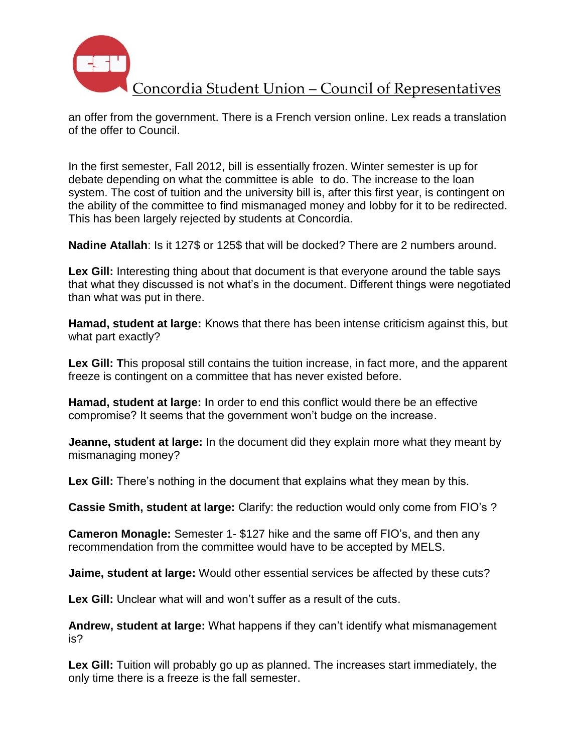an offer from the government. There is a French version online. Lex reads a translation of the offer to Council.

In the first semester, Fall 2012, bill is essentially frozen. Winter semester is up for debate depending on what the committee is able  to do. The increase to the loan system. The cost of tuition and the university bill is, after this first year, is contingent on the ability of the committee to find mismanaged money and lobby for it to be redirected. This has been largely rejected by students at Concordia.

**Nadine Atallah**: Is it 127$ or 125$ that will be docked? There are 2 numbers around.

**Lex Gill:** Interesting thing about that document is that everyone around the table says that what they discussed is not what's in the document. Different things were negotiated than what was put in there.

**Hamad, student at large:** Knows that there has been intense criticism against this, but what part exactly?

**Lex Gill: T**his proposal still contains the tuition increase, in fact more, and the apparent freeze is contingent on a committee that has never existed before.

**Hamad, student at large: I**n order to end this conflict would there be an effective compromise? It seems that the government won't budge on the increase.

**Jeanne, student at large:** In the document did they explain more what they meant by mismanaging money?

**Lex Gill:** There's nothing in the document that explains what they mean by this.

**Cassie Smith, student at large:** Clarify: the reduction would only come from FIO's ?

**Cameron Monagle:** Semester 1- $127 hike and the same off FIO's, and then any recommendation from the committee would have to be accepted by MELS.

**Jaime, student at large:** Would other essential services be affected by these cuts?

**Lex Gill:** Unclear what will and won't suffer as a result of the cuts.

**Andrew, student at large:** What happens if they can't identify what mismanagement is?

**Lex Gill:** Tuition will probably go up as planned. The increases start immediately, the only time there is a freeze is the fall semester.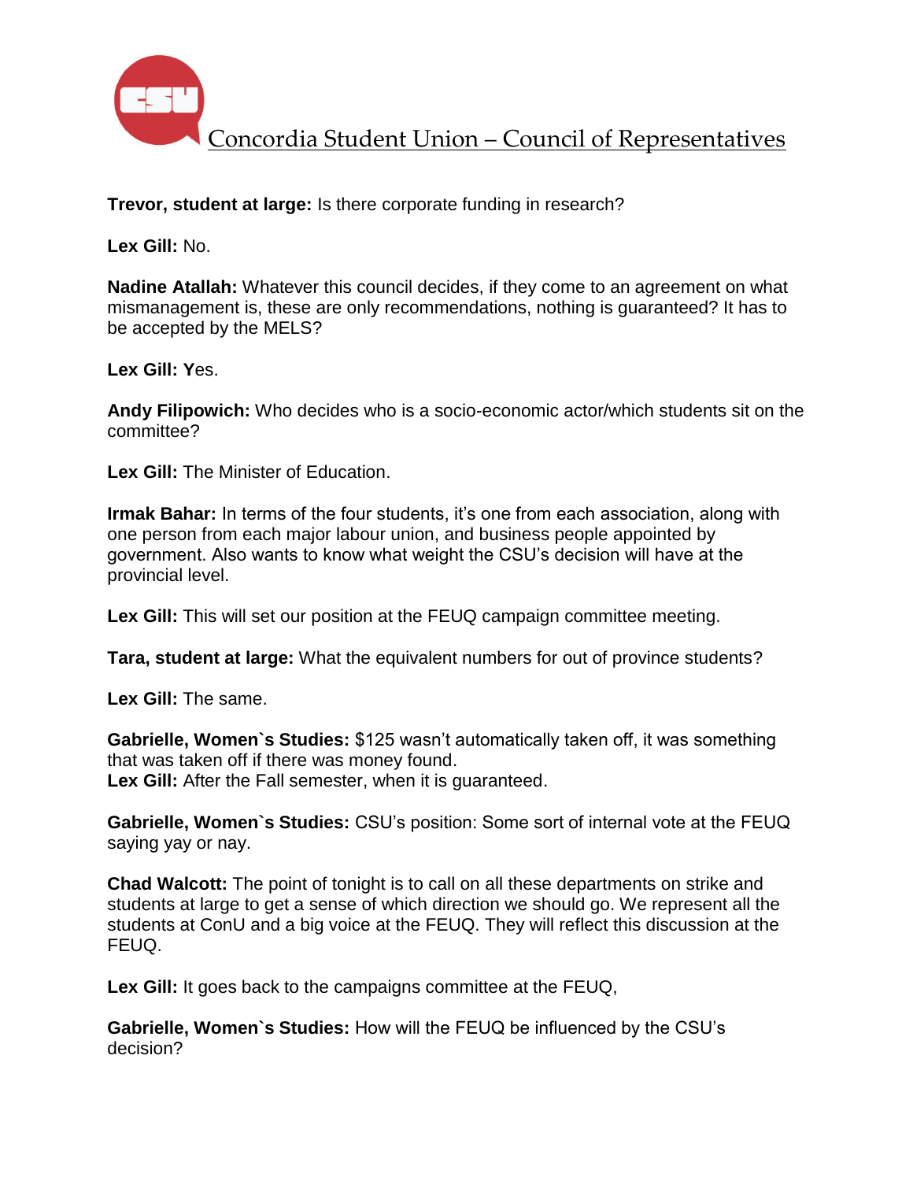**Trevor, student at large:** Is there corporate funding in research?

**Lex Gill:** No.

**Nadine Atallah:** Whatever this council decides, if they come to an agreement on what mismanagement is, these are only recommendations, nothing is guaranteed? It has to be accepted by the MELS?

**Lex Gill: Y**es.

**Andy Filipowich:** Who decides who is a socio-economic actor/which students sit on the committee?

**Lex Gill:** The Minister of Education.

**Irmak Bahar:** In terms of the four students, it's one from each association, along with one person from each major labour union, and business people appointed by government. Also wants to know what weight the CSU's decision will have at the provincial level.

**Lex Gill:** This will set our position at the FEUQ campaign committee meeting.

**Tara, student at large:** What the equivalent numbers for out of province students?

**Lex Gill:** The same.

**Gabrielle, Women`s Studies:** $125 wasn't automatically taken off, it was something that was taken off if there was money found.
**Lex Gill:** After the Fall semester, when it is guaranteed.

**Gabrielle, Women`s Studies:** CSU's position: Some sort of internal vote at the FEUQ saying yay or nay.

**Chad Walcott:** The point of tonight is to call on all these departments on strike and students at large to get a sense of which direction we should go. We represent all the students at ConU and a big voice at the FEUQ. They will reflect this discussion at the FEUQ.

**Lex Gill:** It goes back to the campaigns committee at the FEUQ,

**Gabrielle, Women`s Studies:** How will the FEUQ be influenced by the CSU's decision?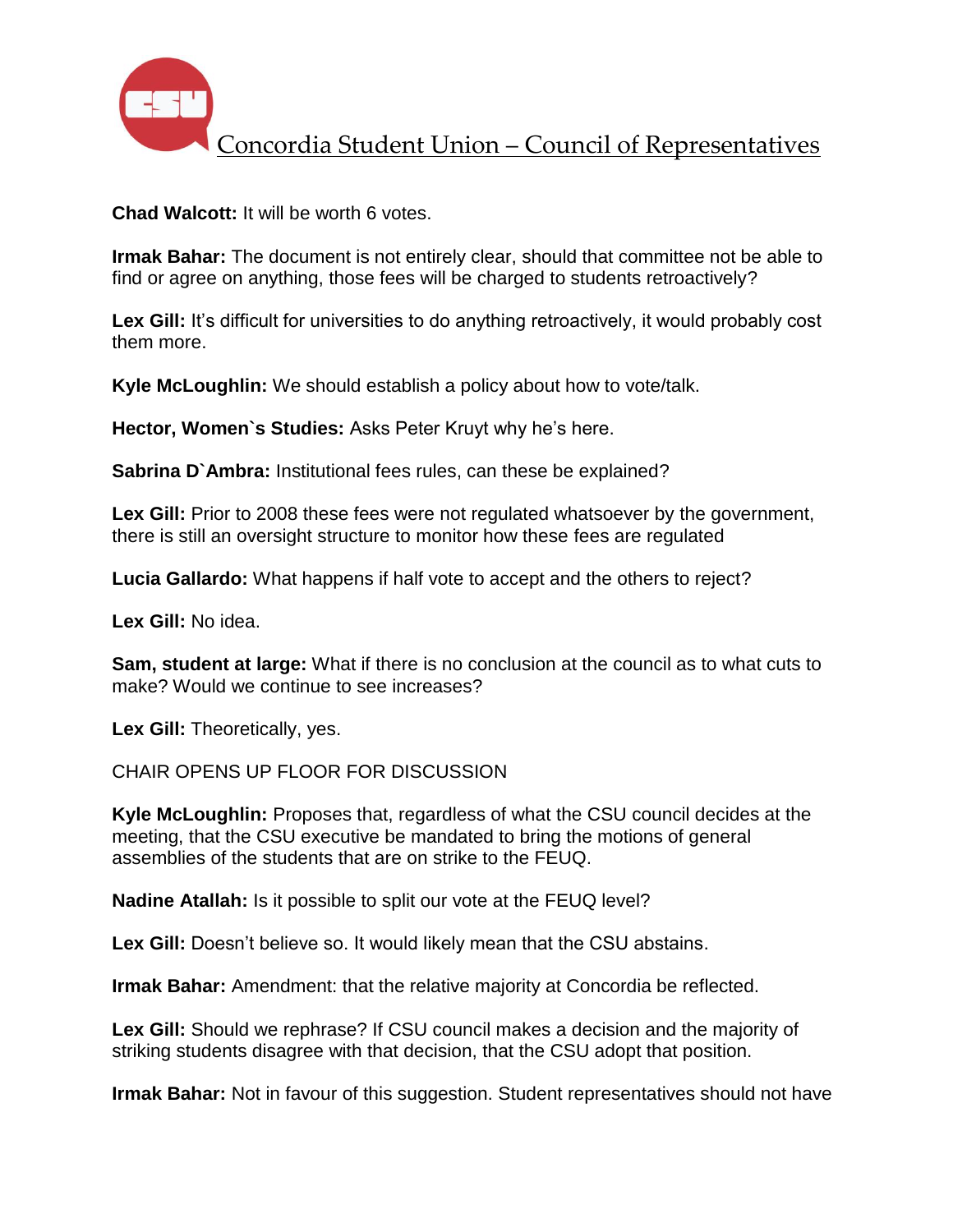**Chad Walcott:** It will be worth 6 votes.

**Irmak Bahar:** The document is not entirely clear, should that committee not be able to find or agree on anything, those fees will be charged to students retroactively?

**Lex Gill:** It's difficult for universities to do anything retroactively, it would probably cost them more.

**Kyle McLoughlin:** We should establish a policy about how to vote/talk.

**Hector, Women`s Studies:** Asks Peter Kruyt why he's here.

**Sabrina D`Ambra:** Institutional fees rules, can these be explained?

**Lex Gill:** Prior to 2008 these fees were not regulated whatsoever by the government, there is still an oversight structure to monitor how these fees are regulated

**Lucia Gallardo:** What happens if half vote to accept and the others to reject?

**Lex Gill:** No idea.

**Sam, student at large:** What if there is no conclusion at the council as to what cuts to make? Would we continue to see increases?

**Lex Gill:** Theoretically, yes.

CHAIR OPENS UP FLOOR FOR DISCUSSION

**Kyle McLoughlin:** Proposes that, regardless of what the CSU council decides at the meeting, that the CSU executive be mandated to bring the motions of general assemblies of the students that are on strike to the FEUQ.

**Nadine Atallah:** Is it possible to split our vote at the FEUQ level?

**Lex Gill:** Doesn't believe so. It would likely mean that the CSU abstains.

**Irmak Bahar:** Amendment: that the relative majority at Concordia be reflected.

**Lex Gill:** Should we rephrase? If CSU council makes a decision and the majority of striking students disagree with that decision, that the CSU adopt that position.

**Irmak Bahar:** Not in favour of this suggestion. Student representatives should not have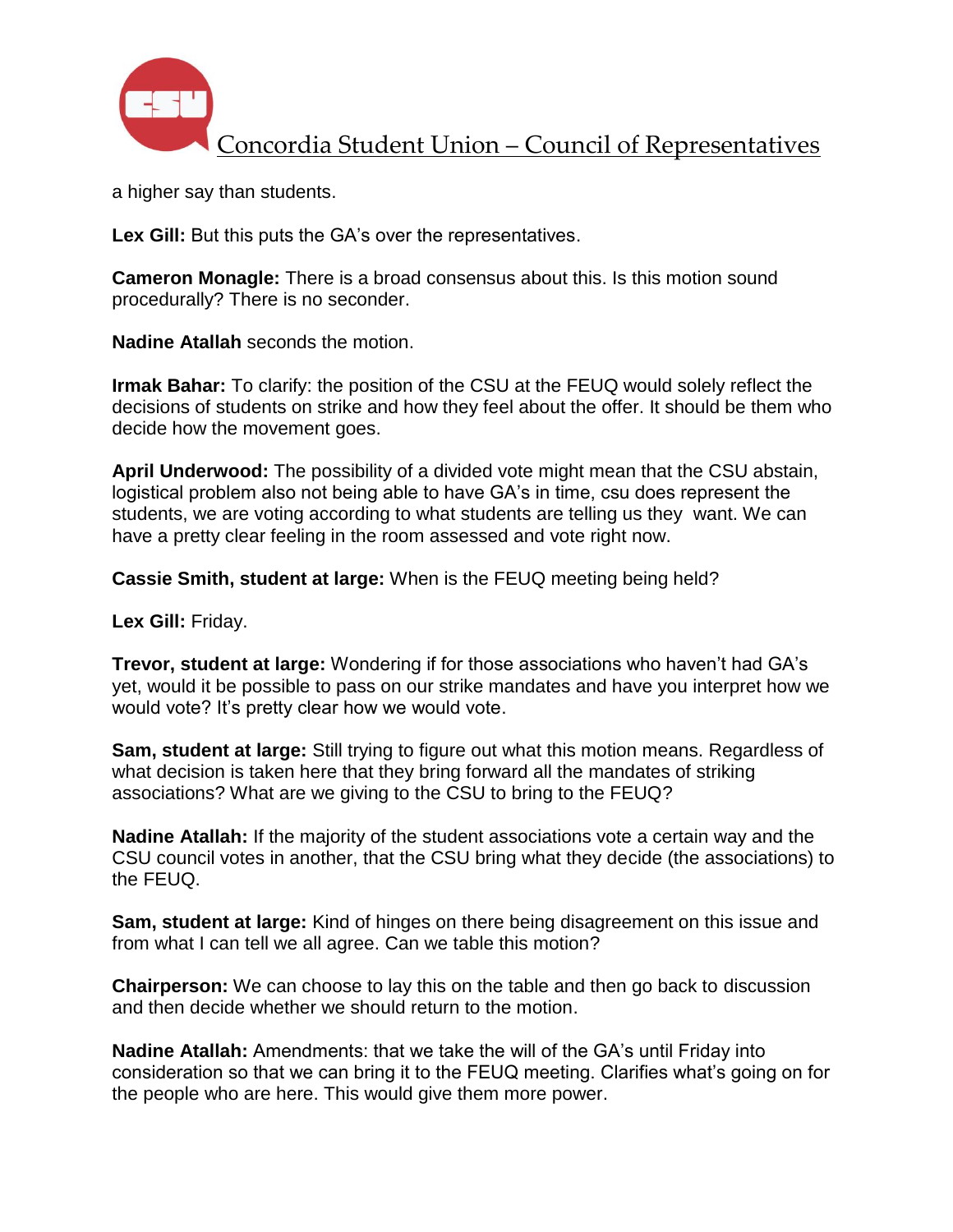a higher say than students.

**Lex Gill:** But this puts the GA's over the representatives.

**Cameron Monagle:** There is a broad consensus about this. Is this motion sound procedurally? There is no seconder.

**Nadine Atallah** seconds the motion.

**Irmak Bahar:** To clarify: the position of the CSU at the FEUQ would solely reflect the decisions of students on strike and how they feel about the offer. It should be them who decide how the movement goes.

**April Underwood:** The possibility of a divided vote might mean that the CSU abstain, logistical problem also not being able to have GA's in time, csu does represent the students, we are voting according to what students are telling us they want. We can have a pretty clear feeling in the room assessed and vote right now.

**Cassie Smith, student at large:** When is the FEUQ meeting being held?

**Lex Gill:** Friday.

**Trevor, student at large:** Wondering if for those associations who haven't had GA's yet, would it be possible to pass on our strike mandates and have you interpret how we would vote? It's pretty clear how we would vote.

**Sam, student at large:** Still trying to figure out what this motion means. Regardless of what decision is taken here that they bring forward all the mandates of striking associations? What are we giving to the CSU to bring to the FEUQ?

**Nadine Atallah:** If the majority of the student associations vote a certain way and the CSU council votes in another, that the CSU bring what they decide (the associations) to the FEUQ.

**Sam, student at large:** Kind of hinges on there being disagreement on this issue and from what I can tell we all agree. Can we table this motion?

**Chairperson:** We can choose to lay this on the table and then go back to discussion and then decide whether we should return to the motion.

**Nadine Atallah:** Amendments: that we take the will of the GA's until Friday into consideration so that we can bring it to the FEUQ meeting. Clarifies what's going on for the people who are here. This would give them more power.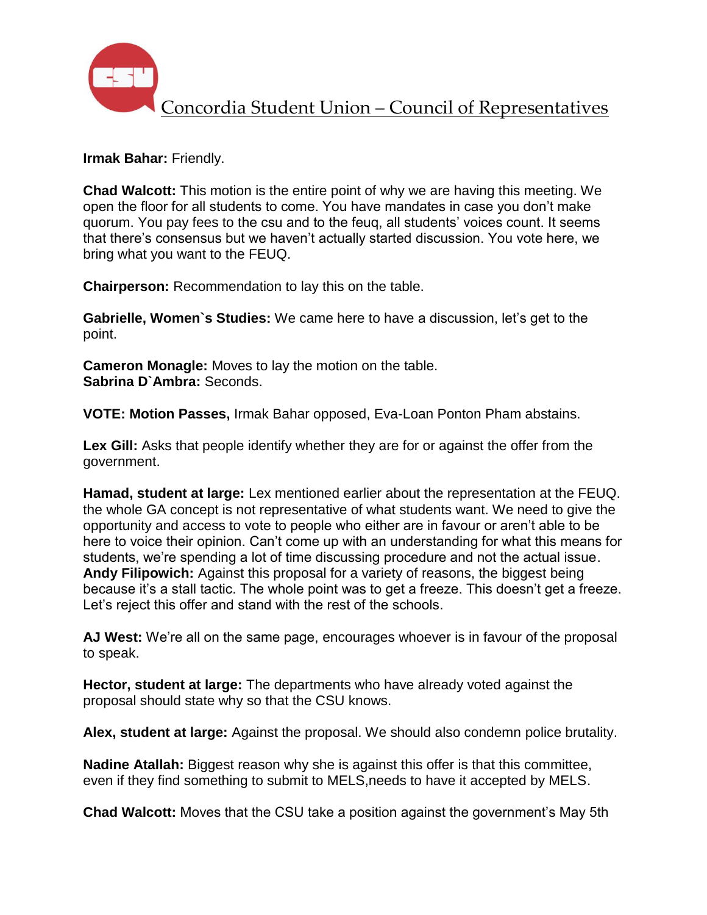**Irmak Bahar:** Friendly.

**Chad Walcott:** This motion is the entire point of why we are having this meeting. We open the floor for all students to come. You have mandates in case you don't make quorum. You pay fees to the csu and to the feuq, all students' voices count. It seems that there's consensus but we haven't actually started discussion. You vote here, we bring what you want to the FEUQ.

**Chairperson:** Recommendation to lay this on the table.

**Gabrielle, Women`s Studies:** We came here to have a discussion, let's get to the point.

**Cameron Monagle:** Moves to lay the motion on the table.
**Sabrina D`Ambra:** Seconds.

**VOTE: Motion Passes,** Irmak Bahar opposed, Eva-Loan Ponton Pham abstains.

**Lex Gill:** Asks that people identify whether they are for or against the offer from the government.

**Hamad, student at large:** Lex mentioned earlier about the representation at the FEUQ. the whole GA concept is not representative of what students want. We need to give the opportunity and access to vote to people who either are in favour or aren't able to be here to voice their opinion. Can't come up with an understanding for what this means for students, we're spending a lot of time discussing procedure and not the actual issue.
**Andy Filipowich:** Against this proposal for a variety of reasons, the biggest being because it's a stall tactic. The whole point was to get a freeze. This doesn't get a freeze. Let's reject this offer and stand with the rest of the schools.

**AJ West:** We're all on the same page, encourages whoever is in favour of the proposal to speak.

**Hector, student at large:** The departments who have already voted against the proposal should state why so that the CSU knows.

**Alex, student at large:** Against the proposal. We should also condemn police brutality.

**Nadine Atallah:** Biggest reason why she is against this offer is that this committee, even if they find something to submit to MELS,needs to have it accepted by MELS.

**Chad Walcott:** Moves that the CSU take a position against the government's May 5th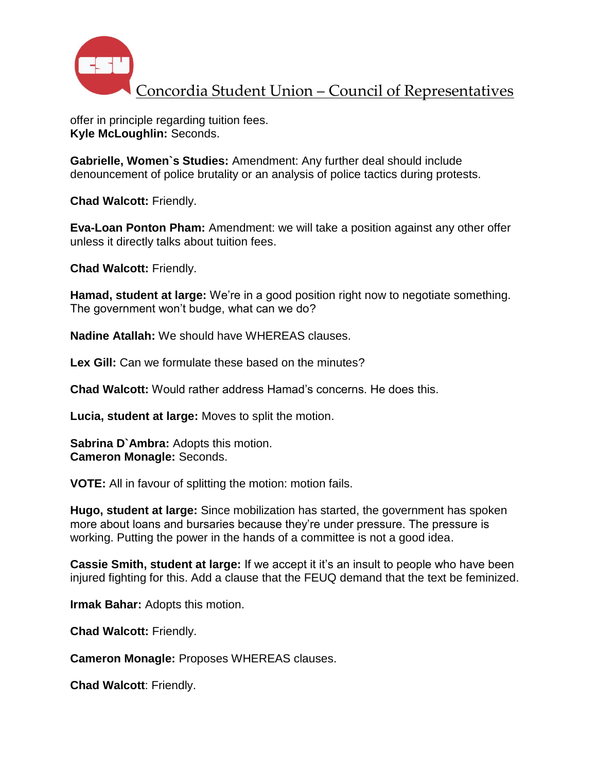offer in principle regarding tuition fees.
**Kyle McLoughlin:** Seconds.

**Gabrielle, Women`s Studies:** Amendment: Any further deal should include denouncement of police brutality or an analysis of police tactics during protests.

**Chad Walcott:** Friendly.

**Eva-Loan Ponton Pham:** Amendment: we will take a position against any other offer unless it directly talks about tuition fees.

**Chad Walcott:** Friendly.

**Hamad, student at large:** We're in a good position right now to negotiate something. The government won't budge, what can we do?

**Nadine Atallah:** We should have WHEREAS clauses.

**Lex Gill:** Can we formulate these based on the minutes?

**Chad Walcott:** Would rather address Hamad's concerns. He does this.

**Lucia, student at large:** Moves to split the motion.

**Sabrina D`Ambra:** Adopts this motion.
**Cameron Monagle:** Seconds.

**VOTE:** All in favour of splitting the motion: motion fails.

**Hugo, student at large:** Since mobilization has started, the government has spoken more about loans and bursaries because they're under pressure. The pressure is working. Putting the power in the hands of a committee is not a good idea.

**Cassie Smith, student at large:** If we accept it it's an insult to people who have been injured fighting for this. Add a clause that the FEUQ demand that the text be feminized.

**Irmak Bahar:** Adopts this motion.

**Chad Walcott:** Friendly.

**Cameron Monagle:** Proposes WHEREAS clauses.

**Chad Walcott**: Friendly.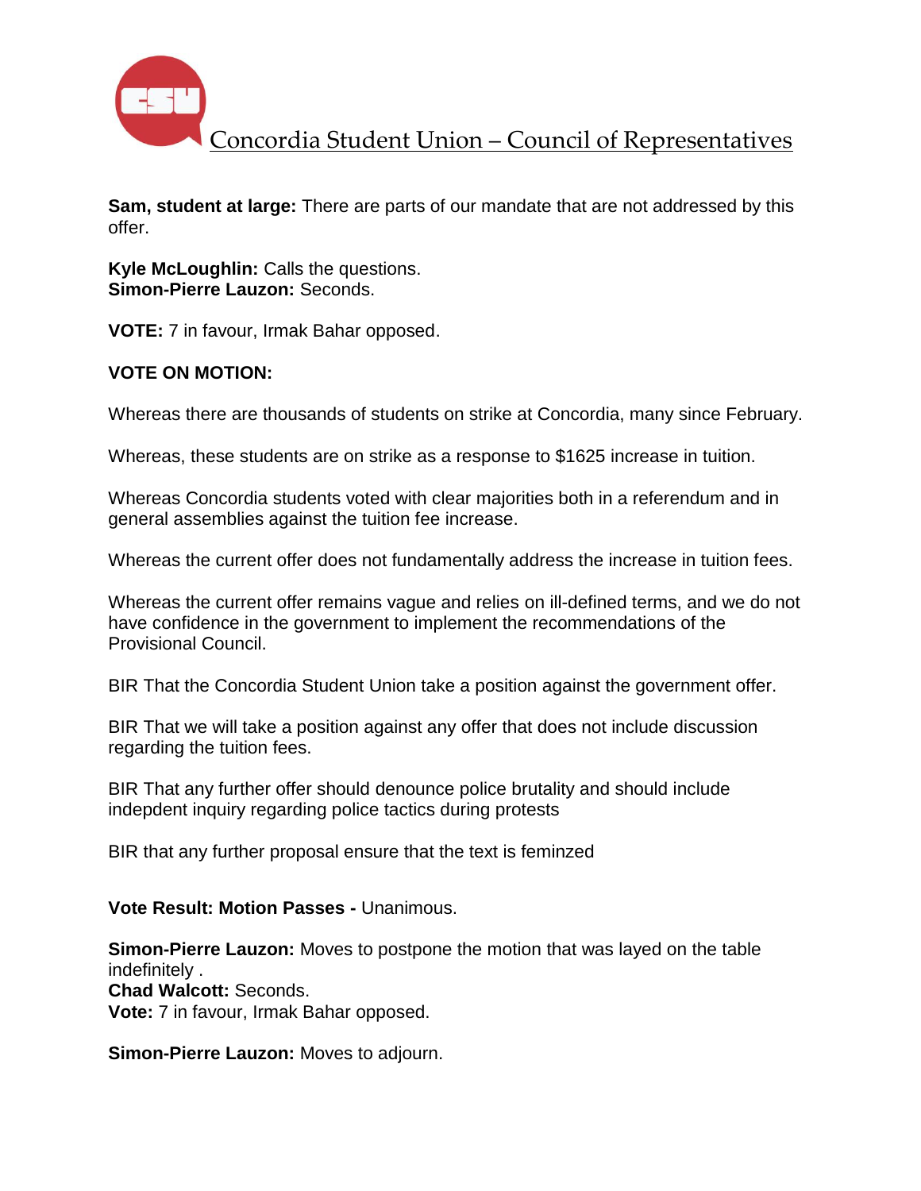**Sam, student at large:** There are parts of our mandate that are not addressed by this offer.

**Kyle McLoughlin:** Calls the questions.
**Simon-Pierre Lauzon:** Seconds.

**VOTE:** 7 in favour, Irmak Bahar opposed.

**VOTE ON MOTION:**

Whereas there are thousands of students on strike at Concordia, many since February.

Whereas, these students are on strike as a response to $1625 increase in tuition.

Whereas Concordia students voted with clear majorities both in a referendum and in general assemblies against the tuition fee increase.

Whereas the current offer does not fundamentally address the increase in tuition fees.

Whereas the current offer remains vague and relies on ill-defined terms, and we do not have confidence in the government to implement the recommendations of the Provisional Council.

BIR That the Concordia Student Union take a position against the government offer.

BIR That we will take a position against any offer that does not include discussion regarding the tuition fees.

BIR That any further offer should denounce police brutality and should include indepdent inquiry regarding police tactics during protests

BIR that any further proposal ensure that the text is feminzed

**Vote Result: Motion Passes -** Unanimous.

**Simon-Pierre Lauzon:** Moves to postpone the motion that was layed on the table indefinitely .
**Chad Walcott:** Seconds.
**Vote:** 7 in favour, Irmak Bahar opposed.

**Simon-Pierre Lauzon:** Moves to adjourn.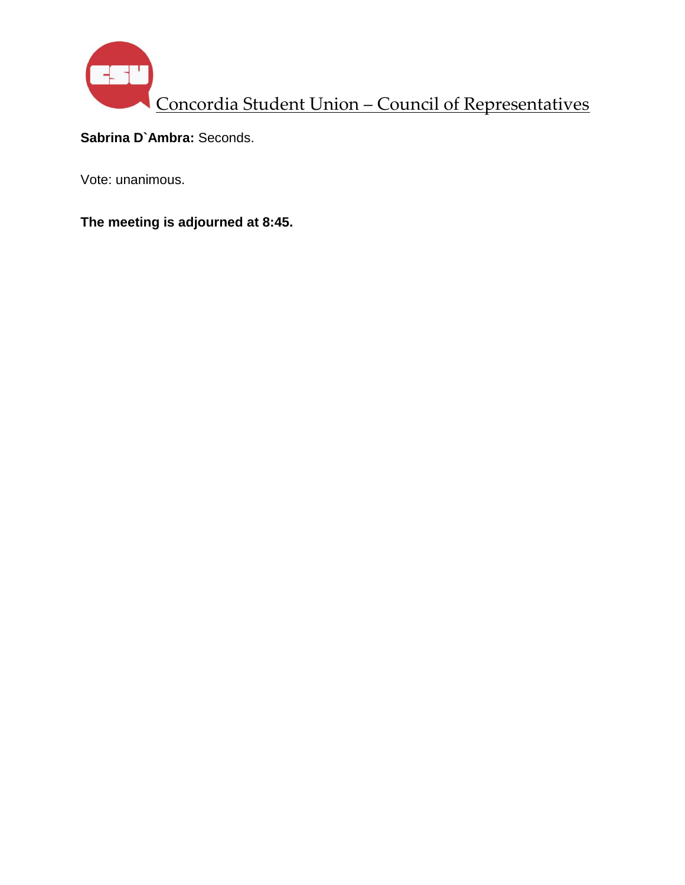**Sabrina D`Ambra:** Seconds.

Vote: unanimous.

**The meeting is adjourned at 8:45.**